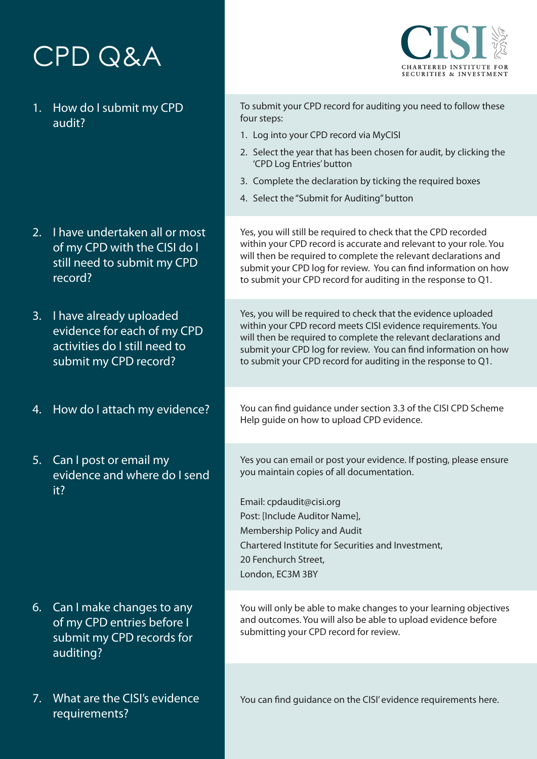# CPD Q&A

CISI
CHARTERED INSTITUTE FOR SECURITIES & INVESTMENT

## 1. How do I submit my CPD audit?

To submit your CPD record for auditing you need to follow these four steps:

1. Log into your CPD record via MyCISI
2. Select the year that has been chosen for audit, by clicking the 'CPD Log Entries' button
3. Complete the declaration by ticking the required boxes
4. Select the "Submit for Auditing" button

## 2. I have undertaken all or most of my CPD with the CISI do I still need to submit my CPD record?

Yes, you will still be required to check that the CPD recorded within your CPD record is accurate and relevant to your role. You will then be required to complete the relevant declarations and submit your CPD log for review. You can find information on how to submit your CPD record for auditing in the response to Q1.

## 3. I have already uploaded evidence for each of my CPD activities do I still need to submit my CPD record?

Yes, you will be required to check that the evidence uploaded within your CPD record meets CISI evidence requirements. You will then be required to complete the relevant declarations and submit your CPD log for review. You can find information on how to submit your CPD record for auditing in the response to Q1.

## 4. How do I attach my evidence?

You can find guidance under section 3.3 of the CISI CPD Scheme Help guide on how to upload CPD evidence.

## 5. Can I post or email my evidence and where do I send it?

Yes you can email or post your evidence. If posting, please ensure you maintain copies of all documentation.

Email: cpdaudit@cisi.org
Post: [Include Auditor Name],
Membership Policy and Audit
Chartered Institute for Securities and Investment,
20 Fenchurch Street,
London, EC3M 3BY

## 6. Can I make changes to any of my CPD entries before I submit my CPD records for auditing?

You will only be able to make changes to your learning objectives and outcomes. You will also be able to upload evidence before submitting your CPD record for review.

## 7. What are the CISI's evidence requirements?

You can find guidance on the CISI' evidence requirements here.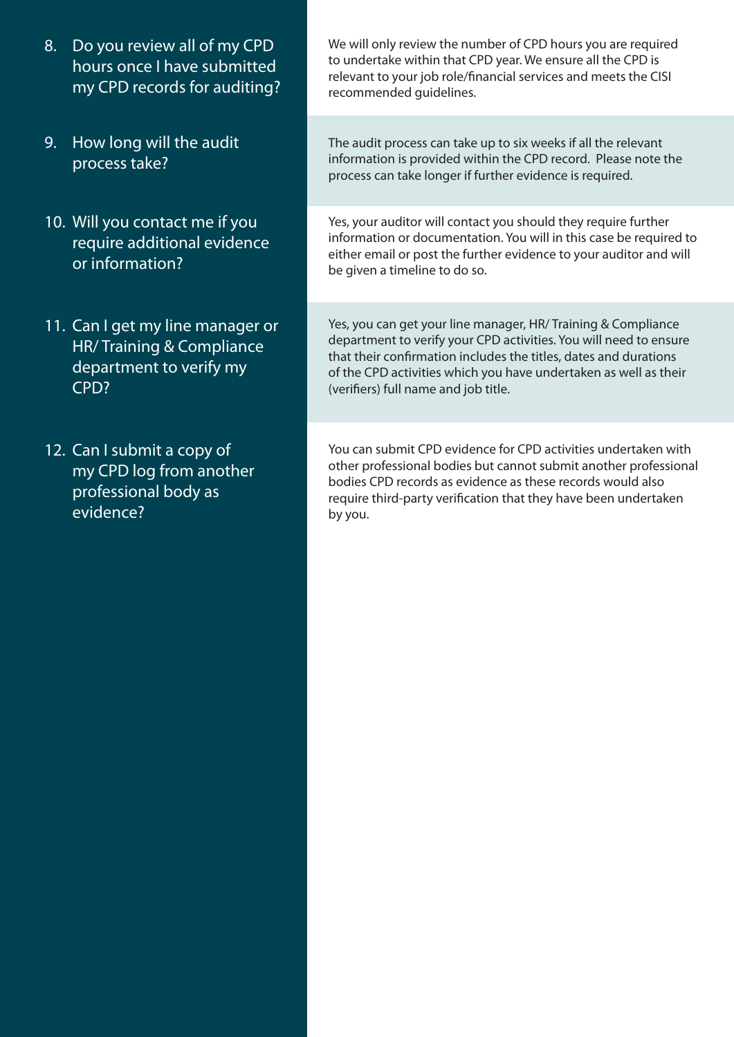8. **Do you review all of my CPD hours once I have submitted my CPD records for auditing?**

We will only review the number of CPD hours you are required to undertake within that CPD year. We ensure all the CPD is relevant to your job role/financial services and meets the CISI recommended guidelines.

9. **How long will the audit process take?**

The audit process can take up to six weeks if all the relevant information is provided within the CPD record. Please note the process can take longer if further evidence is required.

10. **Will you contact me if you require additional evidence or information?**

Yes, your auditor will contact you should they require further information or documentation. You will in this case be required to either email or post the further evidence to your auditor and will be given a timeline to do so.

11. **Can I get my line manager or HR/ Training & Compliance department to verify my CPD?**

Yes, you can get your line manager, HR/ Training & Compliance department to verify your CPD activities. You will need to ensure that their confirmation includes the titles, dates and durations of the CPD activities which you have undertaken as well as their (verifiers) full name and job title.

12. **Can I submit a copy of my CPD log from another professional body as evidence?**

You can submit CPD evidence for CPD activities undertaken with other professional bodies but cannot submit another professional bodies CPD records as evidence as these records would also require third-party verification that they have been undertaken by you.